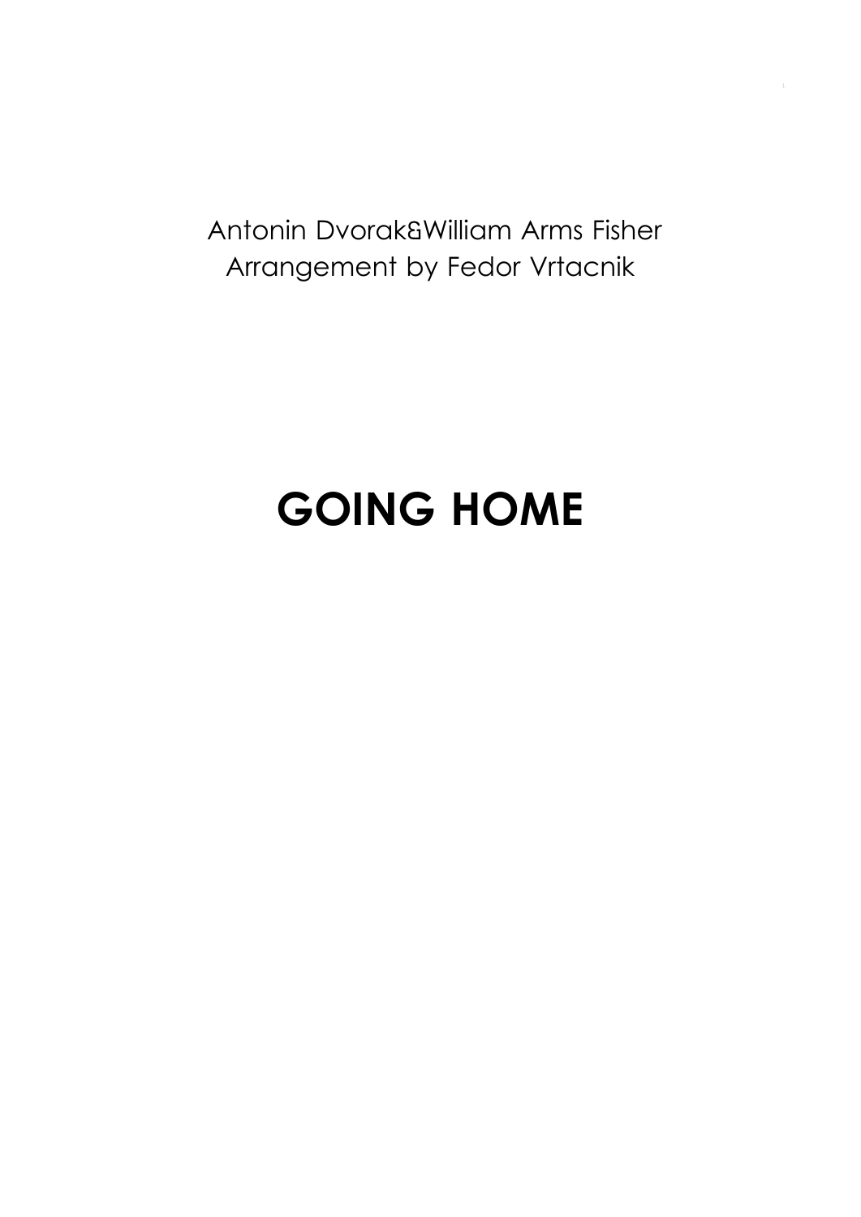Antonin Dvorak&William Arms Fisher
Arrangement by Fedor Vrtacnik

# GOING HOME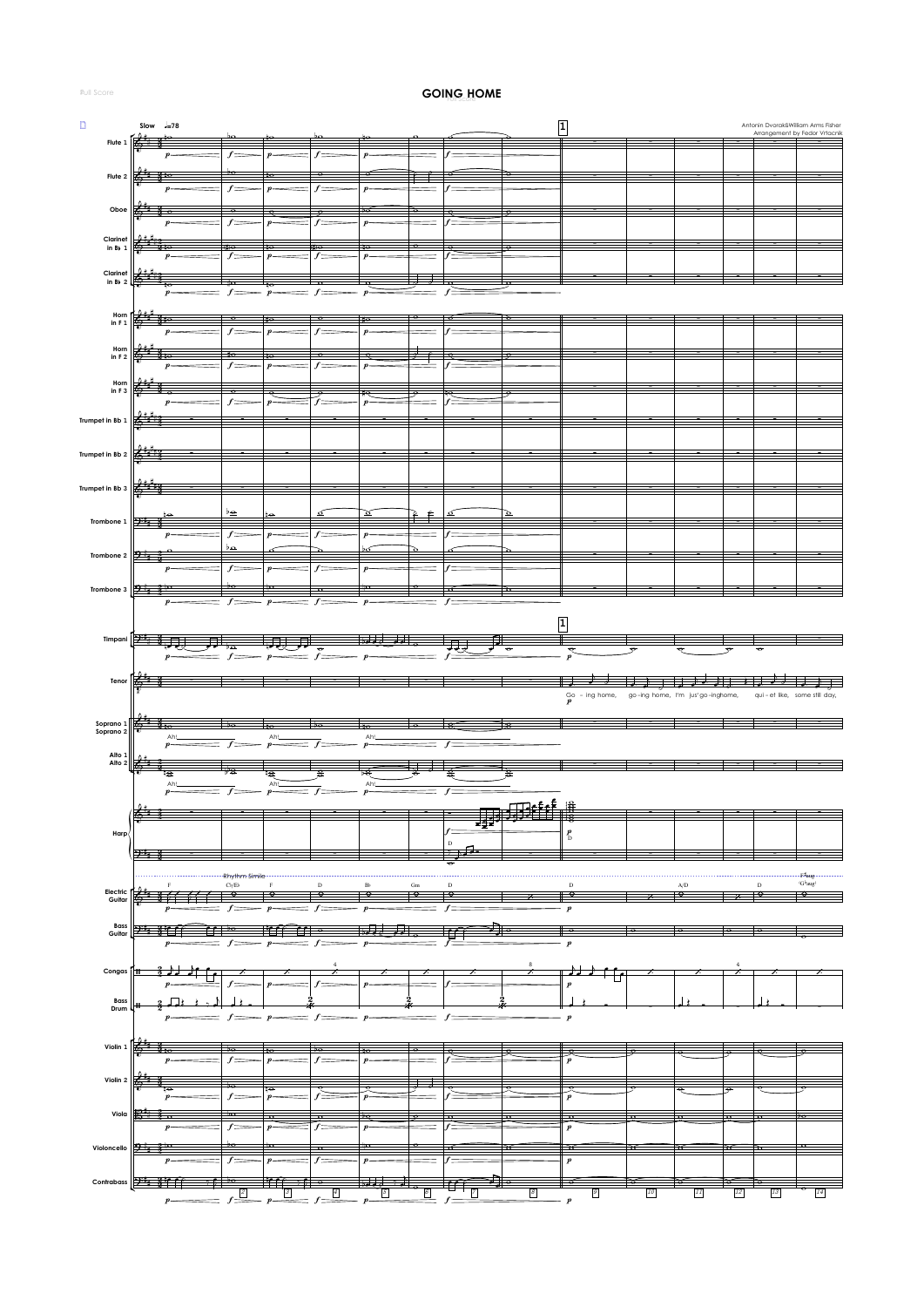# GOING HOME

Antonín Dvořák&William Arms Fisher
Arrangement by Fedor Vrtacnik

Slow ♩=78

Flute 1
Flute 2
Oboe
Clarinet in B♭ 1
Clarinet in B♭ 2
Horn in F 1
Horn in F 2
Horn in F 3
Trumpet in Bb 1
Trumpet in Bb 2
Trumpet in Bb 3
Trombone 1
Trombone 2
Trombone 3
Timpani
Tenor
Soprano 1
Soprano 2
Alto 1
Alto 2
Harp
Electric Guitar
Bass Guitar
Congas
Bass Drum
Violin 1
Violin 2
Viola
Violoncello
Contrabass

Go - ing home, go-ing home, I'm jus' go-ing home, qui - et like, some still day,

Ah! Ah! Ah!

Rhythm Simile

F C7/E♭ F D B♭ Gm D D A/D D F♯aug (G♭aug)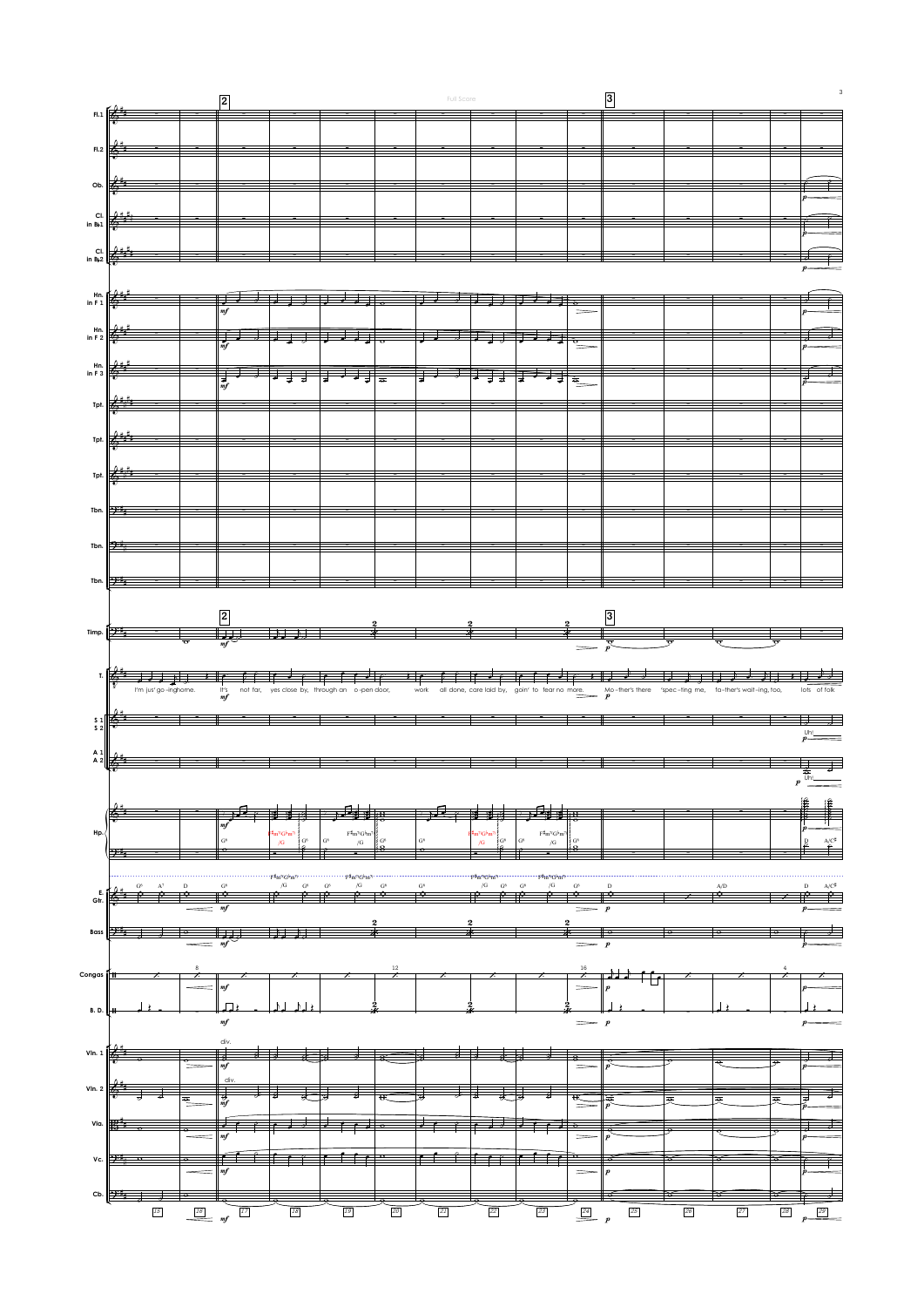Full Score

I'm jus' go-ing home. It's not far, yes close by, through an o-pen door, work all done, care laid by, goin' to fear no more. Mo-ther's there 'spec-ting me, fa-ther's wait-ing, too, lots of folk